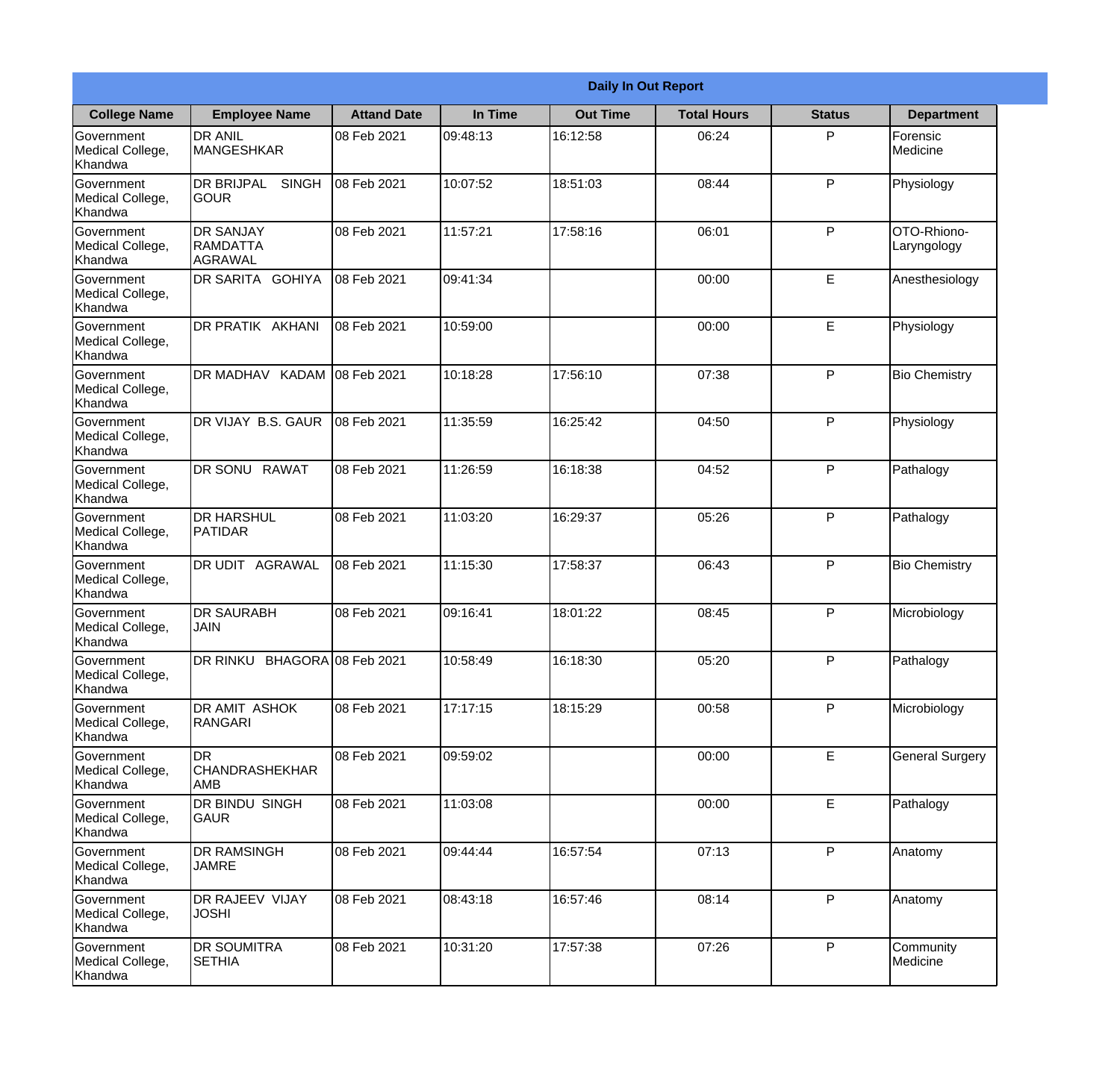| Daily In Out Report | | | | | | | |
|---|---|---|---|---|---|---|---|
| **College Name** | **Employee Name** | **Attand Date** | **In Time** | **Out Time** | **Total Hours** | **Status** | **Department** |
| Government Medical College, Khandwa | DR ANIL MANGESHKAR | 08 Feb 2021 | 09:48:13 | 16:12:58 | 06:24 | P | Forensic Medicine |
| Government Medical College, Khandwa | DR BRIJPAL SINGH GOUR | 08 Feb 2021 | 10:07:52 | 18:51:03 | 08:44 | P | Physiology |
| Government Medical College, Khandwa | DR SANJAY RAMDATTA AGRAWAL | 08 Feb 2021 | 11:57:21 | 17:58:16 | 06:01 | P | OTO-Rhiono-Laryngology |
| Government Medical College, Khandwa | DR SARITA GOHIYA | 08 Feb 2021 | 09:41:34 | | 00:00 | E | Anesthesiology |
| Government Medical College, Khandwa | DR PRATIK AKHANI | 08 Feb 2021 | 10:59:00 | | 00:00 | E | Physiology |
| Government Medical College, Khandwa | DR MADHAV KADAM | 08 Feb 2021 | 10:18:28 | 17:56:10 | 07:38 | P | Bio Chemistry |
| Government Medical College, Khandwa | DR VIJAY B.S. GAUR | 08 Feb 2021 | 11:35:59 | 16:25:42 | 04:50 | P | Physiology |
| Government Medical College, Khandwa | DR SONU RAWAT | 08 Feb 2021 | 11:26:59 | 16:18:38 | 04:52 | P | Pathalogy |
| Government Medical College, Khandwa | DR HARSHUL PATIDAR | 08 Feb 2021 | 11:03:20 | 16:29:37 | 05:26 | P | Pathalogy |
| Government Medical College, Khandwa | DR UDIT AGRAWAL | 08 Feb 2021 | 11:15:30 | 17:58:37 | 06:43 | P | Bio Chemistry |
| Government Medical College, Khandwa | DR SAURABH JAIN | 08 Feb 2021 | 09:16:41 | 18:01:22 | 08:45 | P | Microbiology |
| Government Medical College, Khandwa | DR RINKU BHAGORA | 08 Feb 2021 | 10:58:49 | 16:18:30 | 05:20 | P | Pathalogy |
| Government Medical College, Khandwa | DR AMIT ASHOK RANGARI | 08 Feb 2021 | 17:17:15 | 18:15:29 | 00:58 | P | Microbiology |
| Government Medical College, Khandwa | DR CHANDRASHEKHAR AMB | 08 Feb 2021 | 09:59:02 | | 00:00 | E | General Surgery |
| Government Medical College, Khandwa | DR BINDU SINGH GAUR | 08 Feb 2021 | 11:03:08 | | 00:00 | E | Pathalogy |
| Government Medical College, Khandwa | DR RAMSINGH JAMRE | 08 Feb 2021 | 09:44:44 | 16:57:54 | 07:13 | P | Anatomy |
| Government Medical College, Khandwa | DR RAJEEV VIJAY JOSHI | 08 Feb 2021 | 08:43:18 | 16:57:46 | 08:14 | P | Anatomy |
| Government Medical College, Khandwa | DR SOUMITRA SETHIA | 08 Feb 2021 | 10:31:20 | 17:57:38 | 07:26 | P | Community Medicine |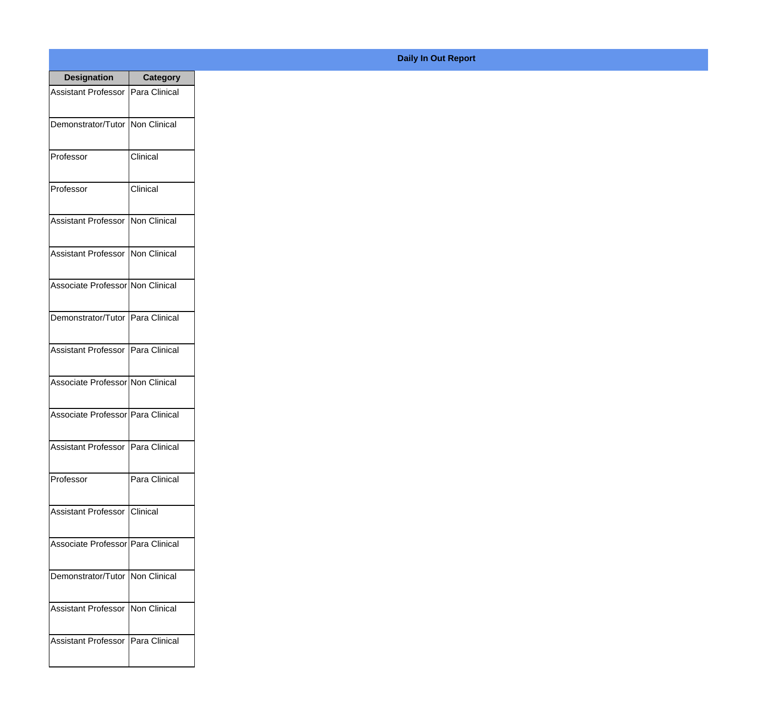**Daily In Out Report**

| Designation | Category |
|---|---|
| Assistant Professor | Para Clinical |
| Demonstrator/Tutor | Non Clinical |
| Professor | Clinical |
| Professor | Clinical |
| Assistant Professor | Non Clinical |
| Assistant Professor | Non Clinical |
| Associate Professor | Non Clinical |
| Demonstrator/Tutor | Para Clinical |
| Assistant Professor | Para Clinical |
| Associate Professor | Non Clinical |
| Associate Professor | Para Clinical |
| Assistant Professor | Para Clinical |
| Professor | Para Clinical |
| Assistant Professor | Clinical |
| Associate Professor | Para Clinical |
| Demonstrator/Tutor | Non Clinical |
| Assistant Professor | Non Clinical |
| Assistant Professor | Para Clinical |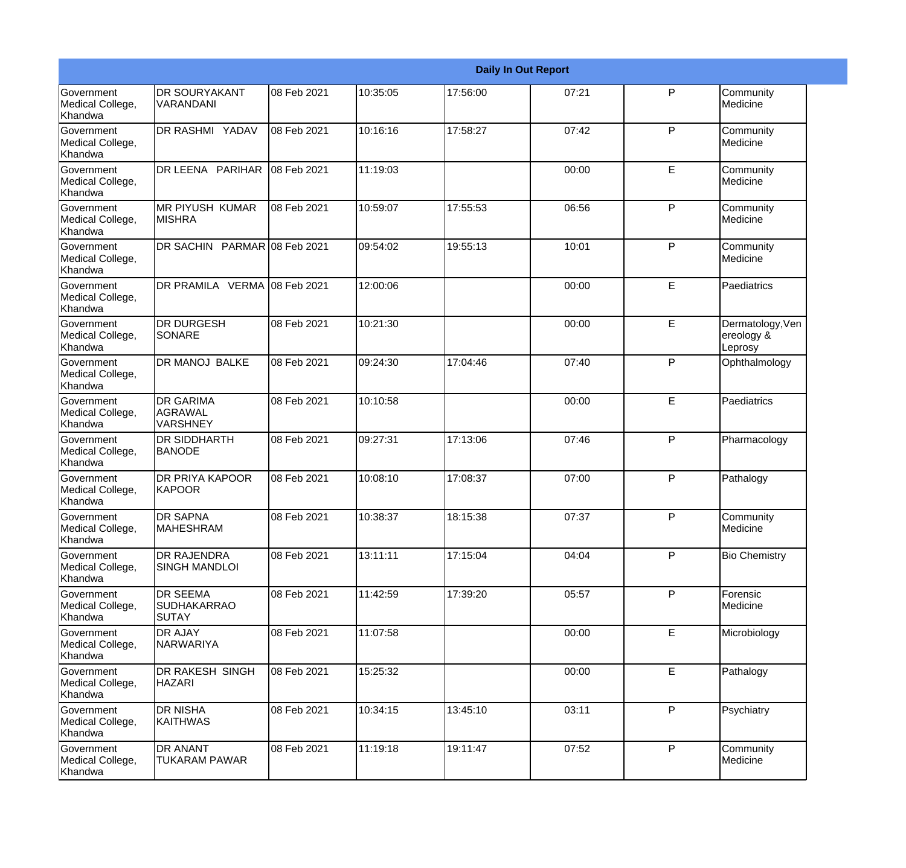| Daily In Out Report | | | | | | | |
|---|---|---|---|---|---|---|---|
| Government Medical College, Khandwa | DR SOURYAKANT VARANDANI | 08 Feb 2021 | 10:35:05 | 17:56:00 | 07:21 | P | Community Medicine |
| Government Medical College, Khandwa | DR RASHMI YADAV | 08 Feb 2021 | 10:16:16 | 17:58:27 | 07:42 | P | Community Medicine |
| Government Medical College, Khandwa | DR LEENA PARIHAR | 08 Feb 2021 | 11:19:03 | | 00:00 | E | Community Medicine |
| Government Medical College, Khandwa | MR PIYUSH KUMAR MISHRA | 08 Feb 2021 | 10:59:07 | 17:55:53 | 06:56 | P | Community Medicine |
| Government Medical College, Khandwa | DR SACHIN PARMAR | 08 Feb 2021 | 09:54:02 | 19:55:13 | 10:01 | P | Community Medicine |
| Government Medical College, Khandwa | DR PRAMILA VERMA | 08 Feb 2021 | 12:00:06 | | 00:00 | E | Paediatrics |
| Government Medical College, Khandwa | DR DURGESH SONARE | 08 Feb 2021 | 10:21:30 | | 00:00 | E | Dermatology,Venereology & Leprosy |
| Government Medical College, Khandwa | DR MANOJ BALKE | 08 Feb 2021 | 09:24:30 | 17:04:46 | 07:40 | P | Ophthalmology |
| Government Medical College, Khandwa | DR GARIMA AGRAWAL VARSHNEY | 08 Feb 2021 | 10:10:58 | | 00:00 | E | Paediatrics |
| Government Medical College, Khandwa | DR SIDDHARTH BANODE | 08 Feb 2021 | 09:27:31 | 17:13:06 | 07:46 | P | Pharmacology |
| Government Medical College, Khandwa | DR PRIYA KAPOOR KAPOOR | 08 Feb 2021 | 10:08:10 | 17:08:37 | 07:00 | P | Pathalogy |
| Government Medical College, Khandwa | DR SAPNA MAHESHRAM | 08 Feb 2021 | 10:38:37 | 18:15:38 | 07:37 | P | Community Medicine |
| Government Medical College, Khandwa | DR RAJENDRA SINGH MANDLOI | 08 Feb 2021 | 13:11:11 | 17:15:04 | 04:04 | P | Bio Chemistry |
| Government Medical College, Khandwa | DR SEEMA SUDHAKARRAO SUTAY | 08 Feb 2021 | 11:42:59 | 17:39:20 | 05:57 | P | Forensic Medicine |
| Government Medical College, Khandwa | DR AJAY NARWARIYA | 08 Feb 2021 | 11:07:58 | | 00:00 | E | Microbiology |
| Government Medical College, Khandwa | DR RAKESH SINGH HAZARI | 08 Feb 2021 | 15:25:32 | | 00:00 | E | Pathalogy |
| Government Medical College, Khandwa | DR NISHA KAITHWAS | 08 Feb 2021 | 10:34:15 | 13:45:10 | 03:11 | P | Psychiatry |
| Government Medical College, Khandwa | DR ANANT TUKARAM PAWAR | 08 Feb 2021 | 11:19:18 | 19:11:47 | 07:52 | P | Community Medicine |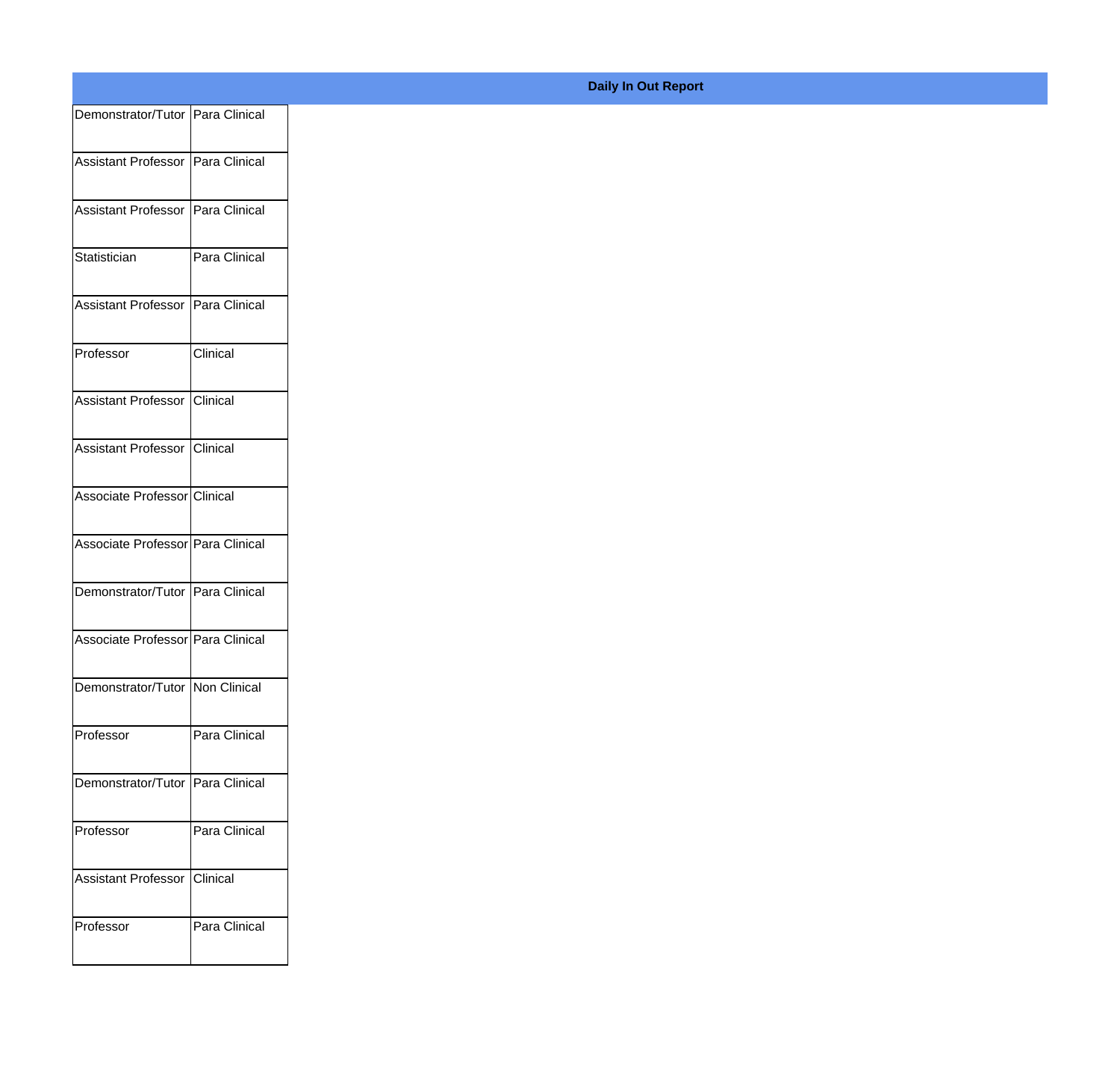**Daily In Out Report**

| | |
|---|---|
| Demonstrator/Tutor | Para Clinical |
| Assistant Professor | Para Clinical |
| Assistant Professor | Para Clinical |
| Statistician | Para Clinical |
| Assistant Professor | Para Clinical |
| Professor | Clinical |
| Assistant Professor | Clinical |
| Assistant Professor | Clinical |
| Associate Professor | Clinical |
| Associate Professor | Para Clinical |
| Demonstrator/Tutor | Para Clinical |
| Associate Professor | Para Clinical |
| Demonstrator/Tutor | Non Clinical |
| Professor | Para Clinical |
| Demonstrator/Tutor | Para Clinical |
| Professor | Para Clinical |
| Assistant Professor | Clinical |
| Professor | Para Clinical |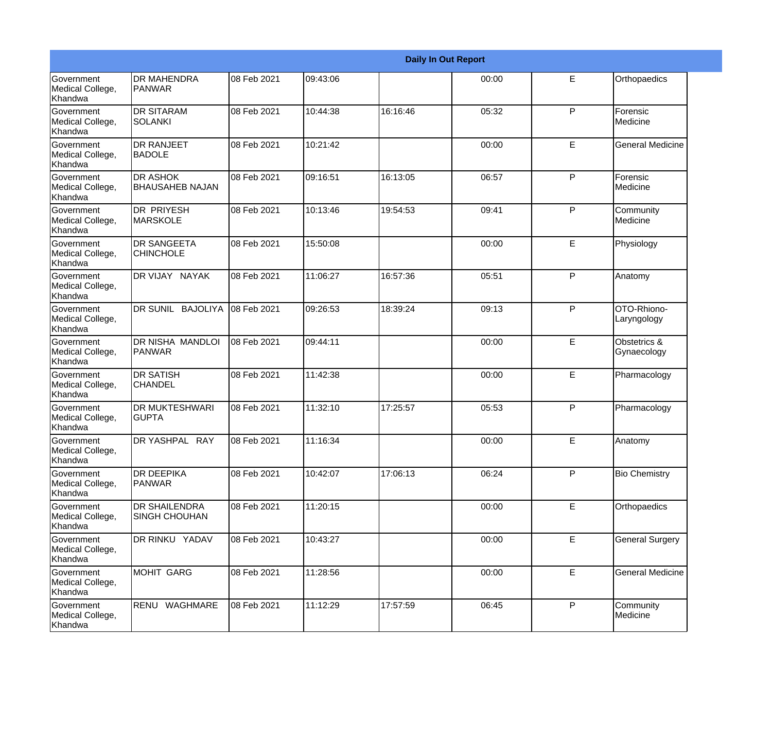| Daily In Out Report | | | | | | | |
|---|---|---|---|---|---|---|---|
| Government Medical College, Khandwa | DR MAHENDRA PANWAR | 08 Feb 2021 | 09:43:06 | | 00:00 | E | Orthopaedics |
| Government Medical College, Khandwa | DR SITARAM SOLANKI | 08 Feb 2021 | 10:44:38 | 16:16:46 | 05:32 | P | Forensic Medicine |
| Government Medical College, Khandwa | DR RANJEET BADOLE | 08 Feb 2021 | 10:21:42 | | 00:00 | E | General Medicine |
| Government Medical College, Khandwa | DR ASHOK BHAUSAHEB NAJAN | 08 Feb 2021 | 09:16:51 | 16:13:05 | 06:57 | P | Forensic Medicine |
| Government Medical College, Khandwa | DR PRIYESH MARSKOLE | 08 Feb 2021 | 10:13:46 | 19:54:53 | 09:41 | P | Community Medicine |
| Government Medical College, Khandwa | DR SANGEETA CHINCHOLE | 08 Feb 2021 | 15:50:08 | | 00:00 | E | Physiology |
| Government Medical College, Khandwa | DR VIJAY NAYAK | 08 Feb 2021 | 11:06:27 | 16:57:36 | 05:51 | P | Anatomy |
| Government Medical College, Khandwa | DR SUNIL BAJOLIYA | 08 Feb 2021 | 09:26:53 | 18:39:24 | 09:13 | P | OTO-Rhiono-Laryngology |
| Government Medical College, Khandwa | DR NISHA MANDLOI PANWAR | 08 Feb 2021 | 09:44:11 | | 00:00 | E | Obstetrics & Gynaecology |
| Government Medical College, Khandwa | DR SATISH CHANDEL | 08 Feb 2021 | 11:42:38 | | 00:00 | E | Pharmacology |
| Government Medical College, Khandwa | DR MUKTESHWARI GUPTA | 08 Feb 2021 | 11:32:10 | 17:25:57 | 05:53 | P | Pharmacology |
| Government Medical College, Khandwa | DR YASHPAL RAY | 08 Feb 2021 | 11:16:34 | | 00:00 | E | Anatomy |
| Government Medical College, Khandwa | DR DEEPIKA PANWAR | 08 Feb 2021 | 10:42:07 | 17:06:13 | 06:24 | P | Bio Chemistry |
| Government Medical College, Khandwa | DR SHAILENDRA SINGH CHOUHAN | 08 Feb 2021 | 11:20:15 | | 00:00 | E | Orthopaedics |
| Government Medical College, Khandwa | DR RINKU YADAV | 08 Feb 2021 | 10:43:27 | | 00:00 | E | General Surgery |
| Government Medical College, Khandwa | MOHIT GARG | 08 Feb 2021 | 11:28:56 | | 00:00 | E | General Medicine |
| Government Medical College, Khandwa | RENU WAGHMARE | 08 Feb 2021 | 11:12:29 | 17:57:59 | 06:45 | P | Community Medicine |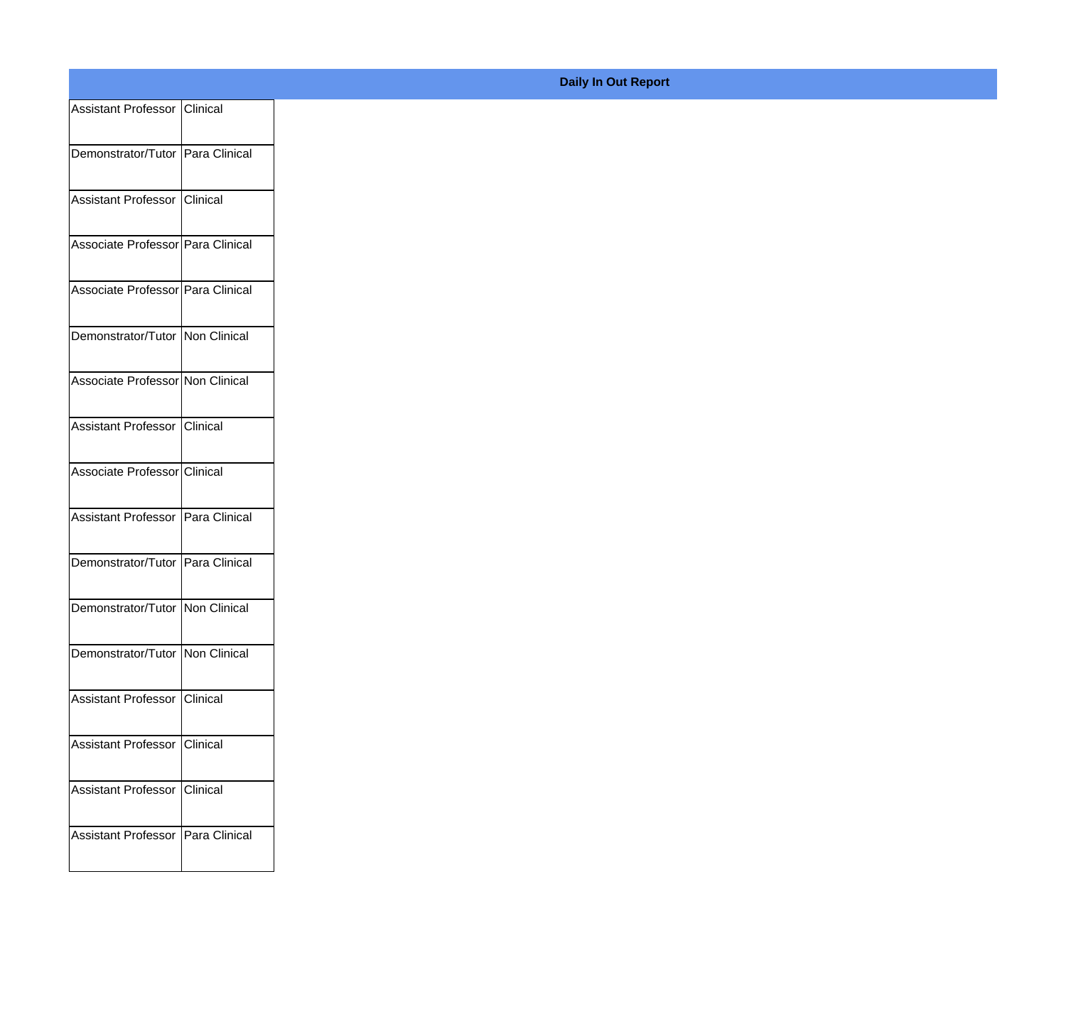**Daily In Out Report**

| | |
|---|---|
| Assistant Professor | Clinical |
| Demonstrator/Tutor | Para Clinical |
| Assistant Professor | Clinical |
| Associate Professor | Para Clinical |
| Associate Professor | Para Clinical |
| Demonstrator/Tutor | Non Clinical |
| Associate Professor | Non Clinical |
| Assistant Professor | Clinical |
| Associate Professor | Clinical |
| Assistant Professor | Para Clinical |
| Demonstrator/Tutor | Para Clinical |
| Demonstrator/Tutor | Non Clinical |
| Demonstrator/Tutor | Non Clinical |
| Assistant Professor | Clinical |
| Assistant Professor | Clinical |
| Assistant Professor | Clinical |
| Assistant Professor | Para Clinical |